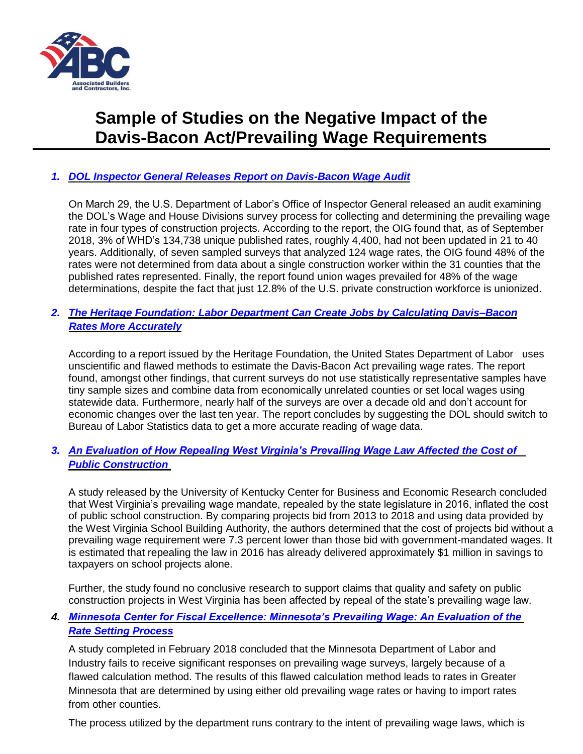# Sample of Studies on the Negative Impact of the Davis-Bacon Act/Prevailing Wage Requirements

1. ***DOL Inspector General Releases Report on Davis-Bacon Wage Audit***

   On March 29, the U.S. Department of Labor's Office of Inspector General released an audit examining the DOL's Wage and House Divisions survey process for collecting and determining the prevailing wage rate in four types of construction projects. According to the report, the OIG found that, as of September 2018, 3% of WHD's 134,738 unique published rates, roughly 4,400, had not been updated in 21 to 40 years. Additionally, of seven sampled surveys that analyzed 124 wage rates, the OIG found 48% of the rates were not determined from data about a single construction worker within the 31 counties that the published rates represented. Finally, the report found union wages prevailed for 48% of the wage determinations, despite the fact that just 12.8% of the U.S. private construction workforce is unionized.

2. ***The Heritage Foundation: Labor Department Can Create Jobs by Calculating Davis–Bacon Rates More Accurately***

   According to a report issued by the Heritage Foundation, the United States Department of Labor uses unscientific and flawed methods to estimate the Davis-Bacon Act prevailing wage rates. The report found, amongst other findings, that current surveys do not use statistically representative samples have tiny sample sizes and combine data from economically unrelated counties or set local wages using statewide data. Furthermore, nearly half of the surveys are over a decade old and don't account for economic changes over the last ten year. The report concludes by suggesting the DOL should switch to Bureau of Labor Statistics data to get a more accurate reading of wage data.

3. ***An Evaluation of How Repealing West Virginia's Prevailing Wage Law Affected the Cost of Public Construction***

   A study released by the University of Kentucky Center for Business and Economic Research concluded that West Virginia's prevailing wage mandate, repealed by the state legislature in 2016, inflated the cost of public school construction. By comparing projects bid from 2013 to 2018 and using data provided by the West Virginia School Building Authority, the authors determined that the cost of projects bid without a prevailing wage requirement were 7.3 percent lower than those bid with government-mandated wages. It is estimated that repealing the law in 2016 has already delivered approximately $1 million in savings to taxpayers on school projects alone.

   Further, the study found no conclusive research to support claims that quality and safety on public construction projects in West Virginia has been affected by repeal of the state's prevailing wage law.

4. ***Minnesota Center for Fiscal Excellence: Minnesota's Prevailing Wage: An Evaluation of the Rate Setting Process***

   A study completed in February 2018 concluded that the Minnesota Department of Labor and Industry fails to receive significant responses on prevailing wage surveys, largely because of a flawed calculation method. The results of this flawed calculation method leads to rates in Greater Minnesota that are determined by using either old prevailing wage rates or having to import rates from other counties.

   The process utilized by the department runs contrary to the intent of prevailing wage laws, which is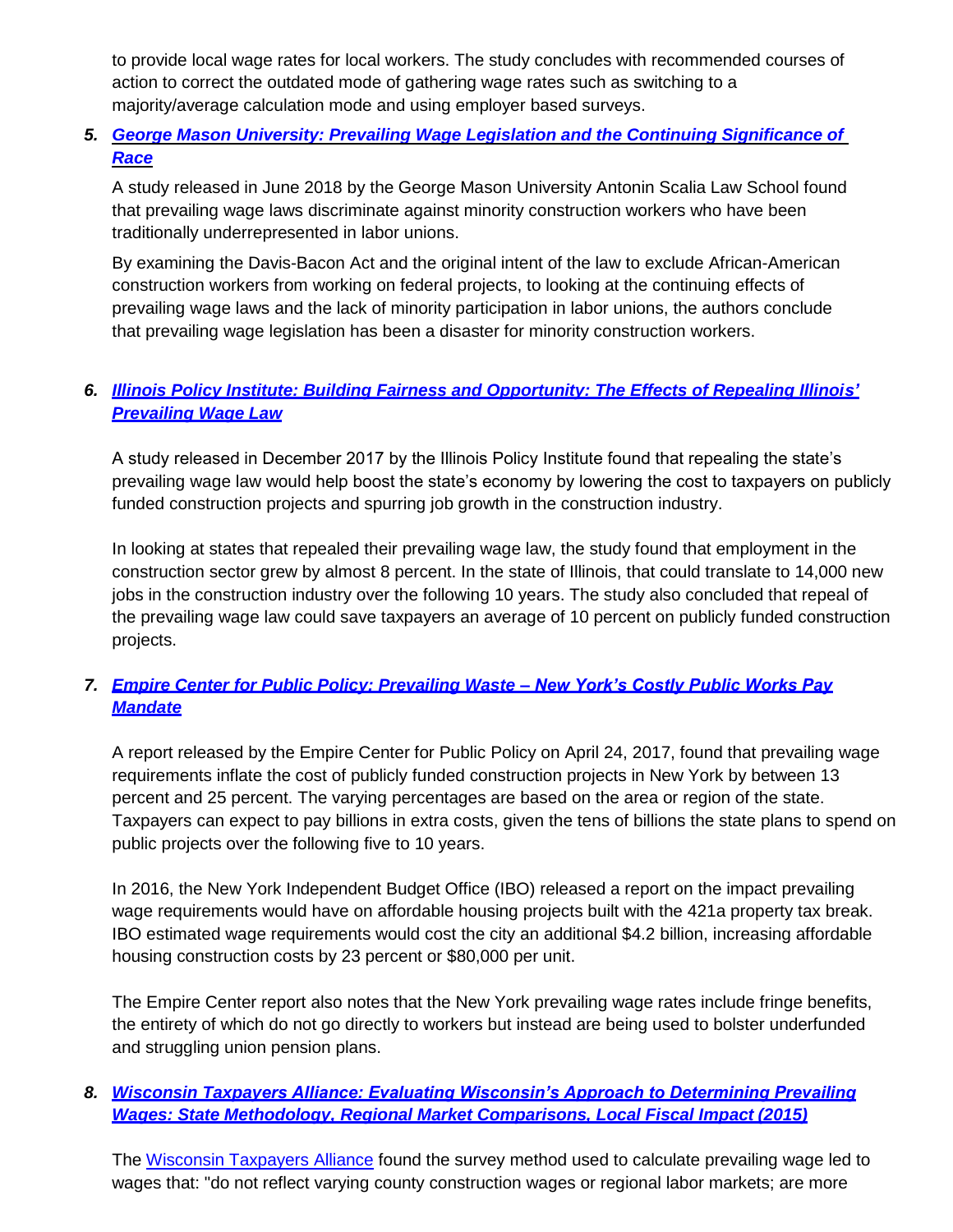to provide local wage rates for local workers. The study concludes with recommended courses of action to correct the outdated mode of gathering wage rates such as switching to a majority/average calculation mode and using employer based surveys.

5. ***George Mason University: Prevailing Wage Legislation and the Continuing Significance of Race***

   A study released in June 2018 by the George Mason University Antonin Scalia Law School found that prevailing wage laws discriminate against minority construction workers who have been traditionally underrepresented in labor unions.

   By examining the Davis-Bacon Act and the original intent of the law to exclude African-American construction workers from working on federal projects, to looking at the continuing effects of prevailing wage laws and the lack of minority participation in labor unions, the authors conclude that prevailing wage legislation has been a disaster for minority construction workers.

6. ***Illinois Policy Institute: Building Fairness and Opportunity: The Effects of Repealing Illinois' Prevailing Wage Law***

   A study released in December 2017 by the Illinois Policy Institute found that repealing the state's prevailing wage law would help boost the state's economy by lowering the cost to taxpayers on publicly funded construction projects and spurring job growth in the construction industry.

   In looking at states that repealed their prevailing wage law, the study found that employment in the construction sector grew by almost 8 percent. In the state of Illinois, that could translate to 14,000 new jobs in the construction industry over the following 10 years. The study also concluded that repeal of the prevailing wage law could save taxpayers an average of 10 percent on publicly funded construction projects.

7. ***Empire Center for Public Policy: Prevailing Waste – New York's Costly Public Works Pay Mandate***

   A report released by the Empire Center for Public Policy on April 24, 2017, found that prevailing wage requirements inflate the cost of publicly funded construction projects in New York by between 13 percent and 25 percent. The varying percentages are based on the area or region of the state. Taxpayers can expect to pay billions in extra costs, given the tens of billions the state plans to spend on public projects over the following five to 10 years.

   In 2016, the New York Independent Budget Office (IBO) released a report on the impact prevailing wage requirements would have on affordable housing projects built with the 421a property tax break. IBO estimated wage requirements would cost the city an additional $4.2 billion, increasing affordable housing construction costs by 23 percent or $80,000 per unit.

   The Empire Center report also notes that the New York prevailing wage rates include fringe benefits, the entirety of which do not go directly to workers but instead are being used to bolster underfunded and struggling union pension plans.

8. ***Wisconsin Taxpayers Alliance: Evaluating Wisconsin's Approach to Determining Prevailing Wages: State Methodology, Regional Market Comparisons, Local Fiscal Impact (2015)***

   The Wisconsin Taxpayers Alliance found the survey method used to calculate prevailing wage led to wages that: "do not reflect varying county construction wages or regional labor markets; are more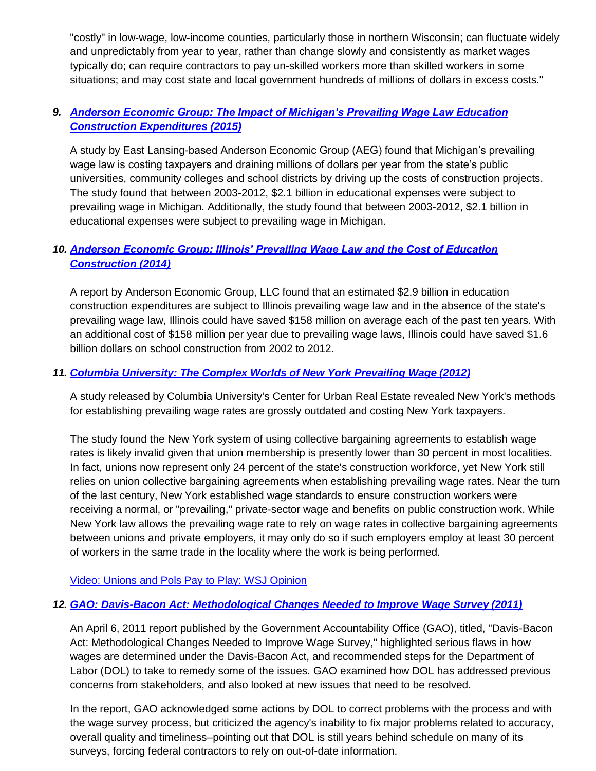"costly" in low-wage, low-income counties, particularly those in northern Wisconsin; can fluctuate widely and unpredictably from year to year, rather than change slowly and consistently as market wages typically do; can require contractors to pay un-skilled workers more than skilled workers in some situations; and may cost state and local government hundreds of millions of dollars in excess costs."

### *9. Anderson Economic Group: The Impact of Michigan's Prevailing Wage Law Education Construction Expenditures (2015)*

A study by East Lansing-based Anderson Economic Group (AEG) found that Michigan's prevailing wage law is costing taxpayers and draining millions of dollars per year from the state's public universities, community colleges and school districts by driving up the costs of construction projects. The study found that between 2003-2012, $2.1 billion in educational expenses were subject to prevailing wage in Michigan. Additionally, the study found that between 2003-2012, $2.1 billion in educational expenses were subject to prevailing wage in Michigan.

### *10. Anderson Economic Group: Illinois' Prevailing Wage Law and the Cost of Education Construction (2014)*

A report by Anderson Economic Group, LLC found that an estimated $2.9 billion in education construction expenditures are subject to Illinois prevailing wage law and in the absence of the state's prevailing wage law, Illinois could have saved $158 million on average each of the past ten years. With an additional cost of $158 million per year due to prevailing wage laws, Illinois could have saved $1.6 billion dollars on school construction from 2002 to 2012.

### *11. Columbia University: The Complex Worlds of New York Prevailing Wage (2012)*

A study released by Columbia University's Center for Urban Real Estate revealed New York's methods for establishing prevailing wage rates are grossly outdated and costing New York taxpayers.

The study found the New York system of using collective bargaining agreements to establish wage rates is likely invalid given that union membership is presently lower than 30 percent in most localities. In fact, unions now represent only 24 percent of the state's construction workforce, yet New York still relies on union collective bargaining agreements when establishing prevailing wage rates. Near the turn of the last century, New York established wage standards to ensure construction workers were receiving a normal, or "prevailing," private-sector wage and benefits on public construction work. While New York law allows the prevailing wage rate to rely on wage rates in collective bargaining agreements between unions and private employers, it may only do so if such employers employ at least 30 percent of workers in the same trade in the locality where the work is being performed.

Video: Unions and Pols Pay to Play: WSJ Opinion

### *12. GAO: Davis-Bacon Act: Methodological Changes Needed to Improve Wage Survey (2011)*

An April 6, 2011 report published by the Government Accountability Office (GAO), titled, "Davis-Bacon Act: Methodological Changes Needed to Improve Wage Survey," highlighted serious flaws in how wages are determined under the Davis-Bacon Act, and recommended steps for the Department of Labor (DOL) to take to remedy some of the issues. GAO examined how DOL has addressed previous concerns from stakeholders, and also looked at new issues that need to be resolved.

In the report, GAO acknowledged some actions by DOL to correct problems with the process and with the wage survey process, but criticized the agency's inability to fix major problems related to accuracy, overall quality and timeliness–pointing out that DOL is still years behind schedule on many of its surveys, forcing federal contractors to rely on out-of-date information.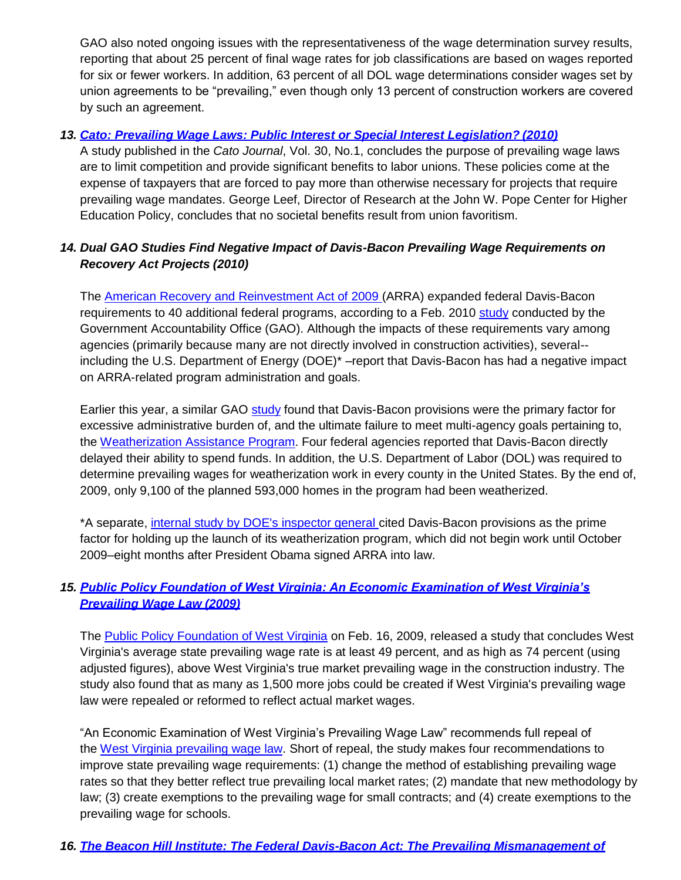GAO also noted ongoing issues with the representativeness of the wage determination survey results, reporting that about 25 percent of final wage rates for job classifications are based on wages reported for six or fewer workers. In addition, 63 percent of all DOL wage determinations consider wages set by union agreements to be "prevailing," even though only 13 percent of construction workers are covered by such an agreement.

### *13. Cato: Prevailing Wage Laws: Public Interest or Special Interest Legislation? (2010)*

A study published in the *Cato Journal*, Vol. 30, No.1, concludes the purpose of prevailing wage laws are to limit competition and provide significant benefits to labor unions. These policies come at the expense of taxpayers that are forced to pay more than otherwise necessary for projects that require prevailing wage mandates. George Leef, Director of Research at the John W. Pope Center for Higher Education Policy, concludes that no societal benefits result from union favoritism.

### *14. Dual GAO Studies Find Negative Impact of Davis-Bacon Prevailing Wage Requirements on Recovery Act Projects (2010)*

The American Recovery and Reinvestment Act of 2009 (ARRA) expanded federal Davis-Bacon requirements to 40 additional federal programs, according to a Feb. 2010 study conducted by the Government Accountability Office (GAO). Although the impacts of these requirements vary among agencies (primarily because many are not directly involved in construction activities), several--including the U.S. Department of Energy (DOE)* –report that Davis-Bacon has had a negative impact on ARRA-related program administration and goals.

Earlier this year, a similar GAO study found that Davis-Bacon provisions were the primary factor for excessive administrative burden of, and the ultimate failure to meet multi-agency goals pertaining to, the Weatherization Assistance Program. Four federal agencies reported that Davis-Bacon directly delayed their ability to spend funds. In addition, the U.S. Department of Labor (DOL) was required to determine prevailing wages for weatherization work in every county in the United States. By the end of, 2009, only 9,100 of the planned 593,000 homes in the program had been weatherized.

*A separate, internal study by DOE's inspector general cited Davis-Bacon provisions as the prime factor for holding up the launch of its weatherization program, which did not begin work until October 2009–eight months after President Obama signed ARRA into law.

### *15. Public Policy Foundation of West Virginia: An Economic Examination of West Virginia's Prevailing Wage Law (2009)*

The Public Policy Foundation of West Virginia on Feb. 16, 2009, released a study that concludes West Virginia's average state prevailing wage rate is at least 49 percent, and as high as 74 percent (using adjusted figures), above West Virginia's true market prevailing wage in the construction industry. The study also found that as many as 1,500 more jobs could be created if West Virginia's prevailing wage law were repealed or reformed to reflect actual market wages.

"An Economic Examination of West Virginia's Prevailing Wage Law" recommends full repeal of the West Virginia prevailing wage law. Short of repeal, the study makes four recommendations to improve state prevailing wage requirements: (1) change the method of establishing prevailing wage rates so that they better reflect true prevailing local market rates; (2) mandate that new methodology by law; (3) create exemptions to the prevailing wage for small contracts; and (4) create exemptions to the prevailing wage for schools.

### *16. The Beacon Hill Institute: The Federal Davis-Bacon Act: The Prevailing Mismanagement of*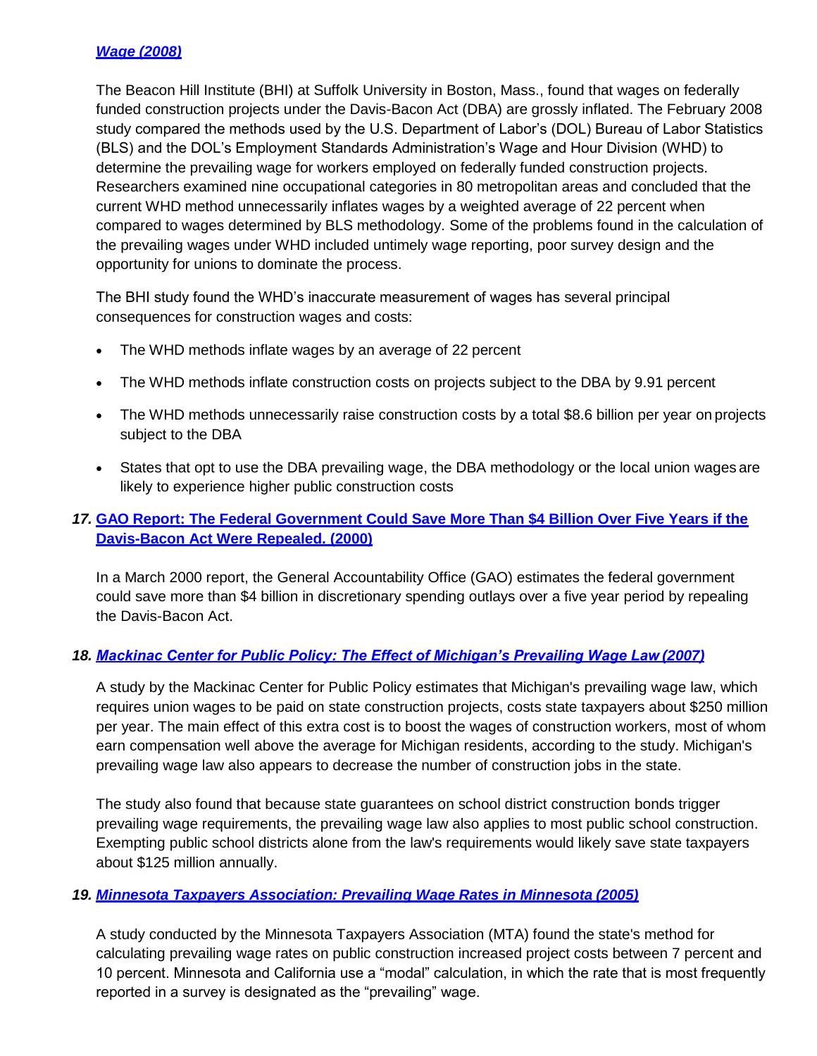***[Wage (2008)]***

The Beacon Hill Institute (BHI) at Suffolk University in Boston, Mass., found that wages on federally funded construction projects under the Davis-Bacon Act (DBA) are grossly inflated. The February 2008 study compared the methods used by the U.S. Department of Labor's (DOL) Bureau of Labor Statistics (BLS) and the DOL's Employment Standards Administration's Wage and Hour Division (WHD) to determine the prevailing wage for workers employed on federally funded construction projects. Researchers examined nine occupational categories in 80 metropolitan areas and concluded that the current WHD method unnecessarily inflates wages by a weighted average of 22 percent when compared to wages determined by BLS methodology. Some of the problems found in the calculation of the prevailing wages under WHD included untimely wage reporting, poor survey design and the opportunity for unions to dominate the process.

The BHI study found the WHD's inaccurate measurement of wages has several principal consequences for construction wages and costs:

- The WHD methods inflate wages by an average of 22 percent
- The WHD methods inflate construction costs on projects subject to the DBA by 9.91 percent
- The WHD methods unnecessarily raise construction costs by a total $8.6 billion per year on projects subject to the DBA
- States that opt to use the DBA prevailing wage, the DBA methodology or the local union wages are likely to experience higher public construction costs

### *17.* **GAO Report: The Federal Government Could Save More Than $4 Billion Over Five Years if the Davis-Bacon Act Were Repealed. (2000)**

In a March 2000 report, the General Accountability Office (GAO) estimates the federal government could save more than $4 billion in discretionary spending outlays over a five year period by repealing the Davis-Bacon Act.

### *18.* ***Mackinac Center for Public Policy: The Effect of Michigan's Prevailing Wage Law (2007)***

A study by the Mackinac Center for Public Policy estimates that Michigan's prevailing wage law, which requires union wages to be paid on state construction projects, costs state taxpayers about $250 million per year. The main effect of this extra cost is to boost the wages of construction workers, most of whom earn compensation well above the average for Michigan residents, according to the study. Michigan's prevailing wage law also appears to decrease the number of construction jobs in the state.

The study also found that because state guarantees on school district construction bonds trigger prevailing wage requirements, the prevailing wage law also applies to most public school construction. Exempting public school districts alone from the law's requirements would likely save state taxpayers about $125 million annually.

### *19.* ***Minnesota Taxpayers Association: Prevailing Wage Rates in Minnesota (2005)***

A study conducted by the Minnesota Taxpayers Association (MTA) found the state's method for calculating prevailing wage rates on public construction increased project costs between 7 percent and 10 percent. Minnesota and California use a "modal" calculation, in which the rate that is most frequently reported in a survey is designated as the "prevailing" wage.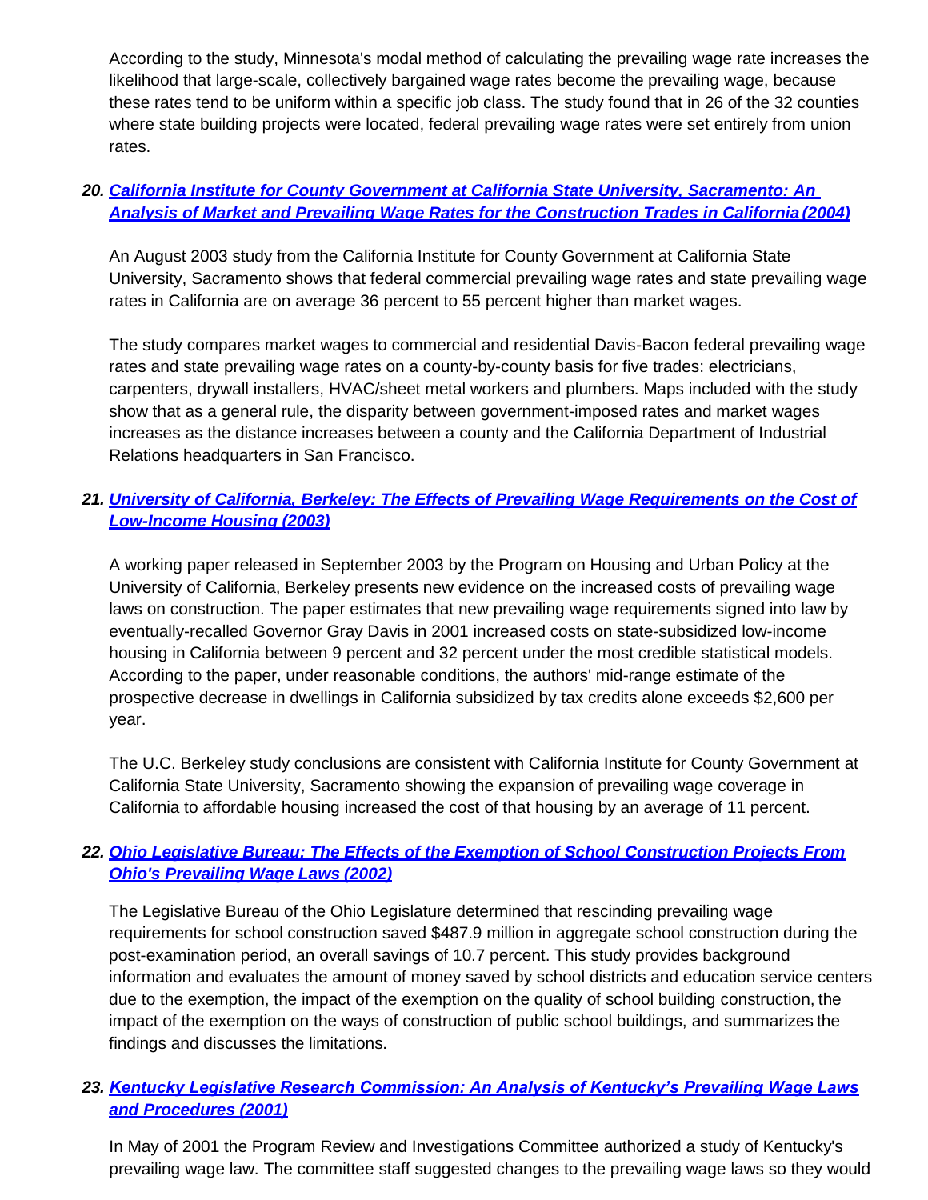According to the study, Minnesota's modal method of calculating the prevailing wage rate increases the likelihood that large-scale, collectively bargained wage rates become the prevailing wage, because these rates tend to be uniform within a specific job class. The study found that in 26 of the 32 counties where state building projects were located, federal prevailing wage rates were set entirely from union rates.

### 20. California Institute for County Government at California State University, Sacramento: An Analysis of Market and Prevailing Wage Rates for the Construction Trades in California (2004)

An August 2003 study from the California Institute for County Government at California State University, Sacramento shows that federal commercial prevailing wage rates and state prevailing wage rates in California are on average 36 percent to 55 percent higher than market wages.

The study compares market wages to commercial and residential Davis-Bacon federal prevailing wage rates and state prevailing wage rates on a county-by-county basis for five trades: electricians, carpenters, drywall installers, HVAC/sheet metal workers and plumbers. Maps included with the study show that as a general rule, the disparity between government-imposed rates and market wages increases as the distance increases between a county and the California Department of Industrial Relations headquarters in San Francisco.

### 21. University of California, Berkeley: The Effects of Prevailing Wage Requirements on the Cost of Low-Income Housing (2003)

A working paper released in September 2003 by the Program on Housing and Urban Policy at the University of California, Berkeley presents new evidence on the increased costs of prevailing wage laws on construction. The paper estimates that new prevailing wage requirements signed into law by eventually-recalled Governor Gray Davis in 2001 increased costs on state-subsidized low-income housing in California between 9 percent and 32 percent under the most credible statistical models. According to the paper, under reasonable conditions, the authors' mid-range estimate of the prospective decrease in dwellings in California subsidized by tax credits alone exceeds $2,600 per year.

The U.C. Berkeley study conclusions are consistent with California Institute for County Government at California State University, Sacramento showing the expansion of prevailing wage coverage in California to affordable housing increased the cost of that housing by an average of 11 percent.

### 22. Ohio Legislative Bureau: The Effects of the Exemption of School Construction Projects From Ohio's Prevailing Wage Laws (2002)

The Legislative Bureau of the Ohio Legislature determined that rescinding prevailing wage requirements for school construction saved $487.9 million in aggregate school construction during the post-examination period, an overall savings of 10.7 percent. This study provides background information and evaluates the amount of money saved by school districts and education service centers due to the exemption, the impact of the exemption on the quality of school building construction, the impact of the exemption on the ways of construction of public school buildings, and summarizes the findings and discusses the limitations.

### 23. Kentucky Legislative Research Commission: An Analysis of Kentucky's Prevailing Wage Laws and Procedures (2001)

In May of 2001 the Program Review and Investigations Committee authorized a study of Kentucky's prevailing wage law. The committee staff suggested changes to the prevailing wage laws so they would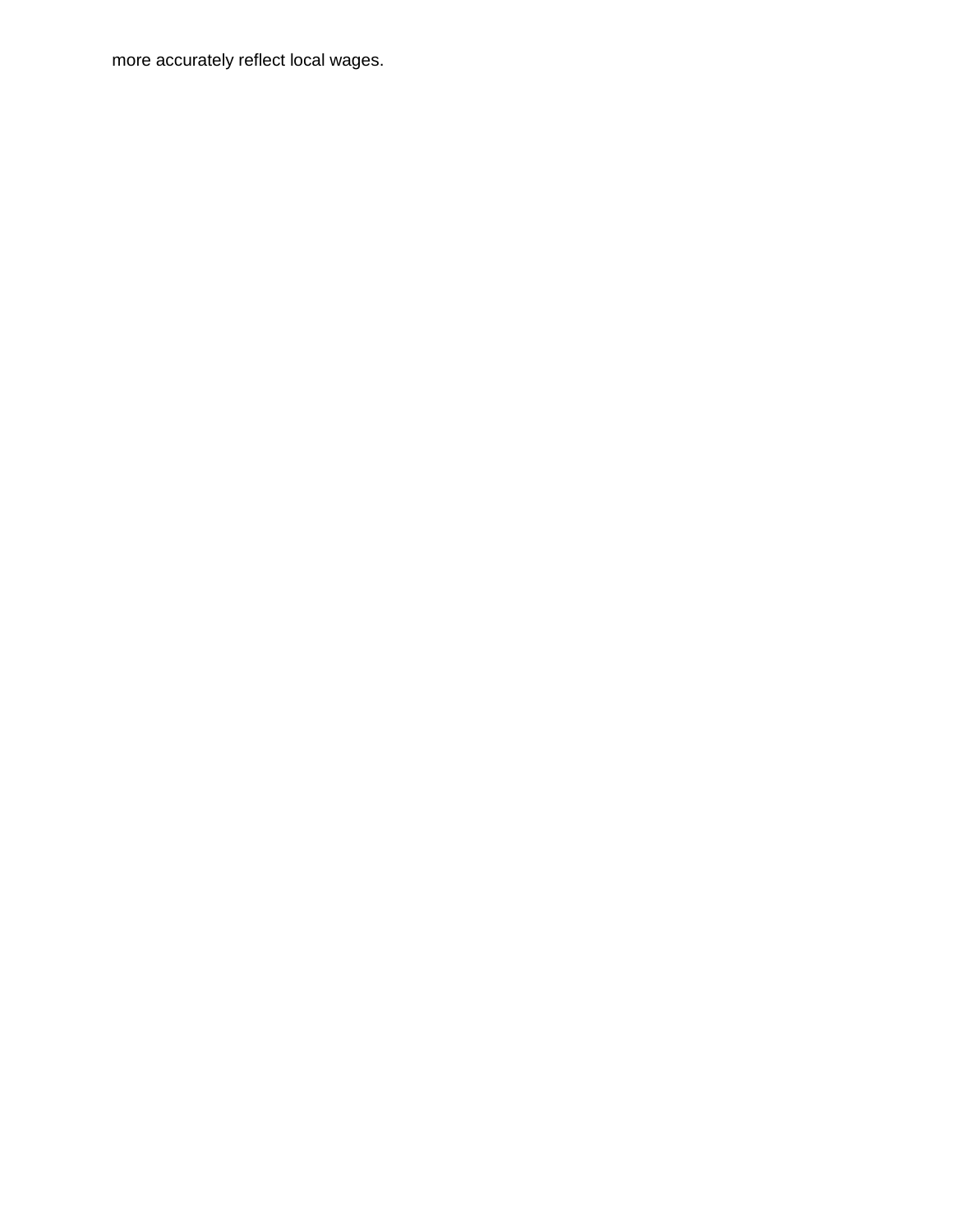more accurately reflect local wages.